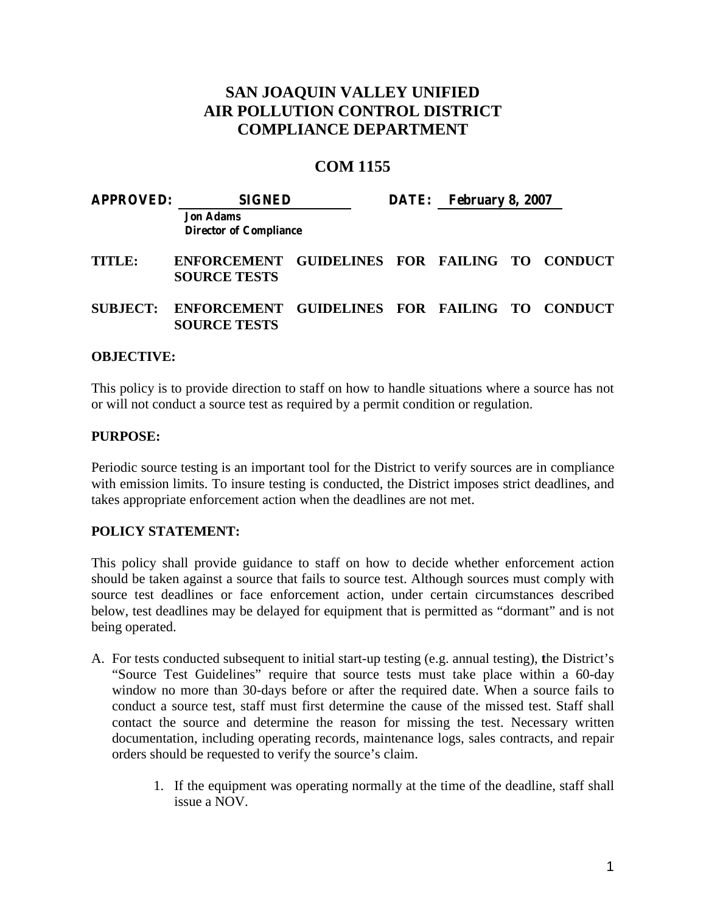# SAN JOAQUIN VALLEY UNIFIED AIR POLLUTION CONTROL DISTRICT COMPLIANCE DEPARTMENT

## COM 1155

**APPROVED:** **SIGNED** **DATE:** **February 8, 2007**

**Jon Adams**
**Director of Compliance**

**TITLE:** **ENFORCEMENT GUIDELINES FOR FAILING TO CONDUCT SOURCE TESTS**

**SUBJECT:** **ENFORCEMENT GUIDELINES FOR FAILING TO CONDUCT SOURCE TESTS**

**OBJECTIVE:**

This policy is to provide direction to staff on how to handle situations where a source has not or will not conduct a source test as required by a permit condition or regulation.

**PURPOSE:**

Periodic source testing is an important tool for the District to verify sources are in compliance with emission limits. To insure testing is conducted, the District imposes strict deadlines, and takes appropriate enforcement action when the deadlines are not met.

**POLICY STATEMENT:**

This policy shall provide guidance to staff on how to decide whether enforcement action should be taken against a source that fails to source test. Although sources must comply with source test deadlines or face enforcement action, under certain circumstances described below, test deadlines may be delayed for equipment that is permitted as "dormant" and is not being operated.

A. For tests conducted subsequent to initial start-up testing (e.g. annual testing), the District's "Source Test Guidelines" require that source tests must take place within a 60-day window no more than 30-days before or after the required date. When a source fails to conduct a source test, staff must first determine the cause of the missed test. Staff shall contact the source and determine the reason for missing the test. Necessary written documentation, including operating records, maintenance logs, sales contracts, and repair orders should be requested to verify the source's claim.

    1. If the equipment was operating normally at the time of the deadline, staff shall issue a NOV.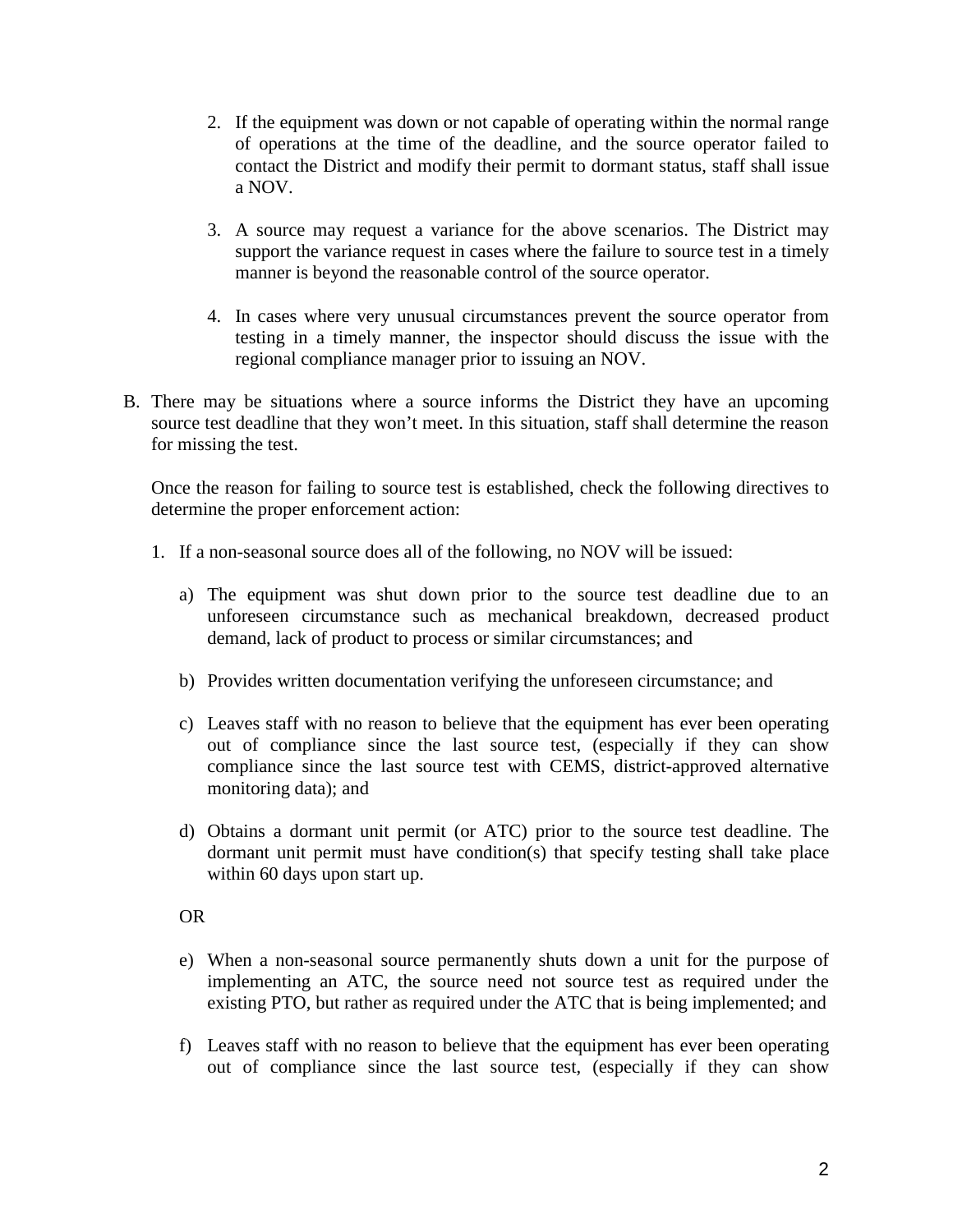2. If the equipment was down or not capable of operating within the normal range of operations at the time of the deadline, and the source operator failed to contact the District and modify their permit to dormant status, staff shall issue a NOV.

3. A source may request a variance for the above scenarios. The District may support the variance request in cases where the failure to source test in a timely manner is beyond the reasonable control of the source operator.

4. In cases where very unusual circumstances prevent the source operator from testing in a timely manner, the inspector should discuss the issue with the regional compliance manager prior to issuing an NOV.

B. There may be situations where a source informs the District they have an upcoming source test deadline that they won't meet. In this situation, staff shall determine the reason for missing the test.

   Once the reason for failing to source test is established, check the following directives to determine the proper enforcement action:

   1. If a non-seasonal source does all of the following, no NOV will be issued:

      a) The equipment was shut down prior to the source test deadline due to an unforeseen circumstance such as mechanical breakdown, decreased product demand, lack of product to process or similar circumstances; and

      b) Provides written documentation verifying the unforeseen circumstance; and

      c) Leaves staff with no reason to believe that the equipment has ever been operating out of compliance since the last source test, (especially if they can show compliance since the last source test with CEMS, district-approved alternative monitoring data); and

      d) Obtains a dormant unit permit (or ATC) prior to the source test deadline. The dormant unit permit must have condition(s) that specify testing shall take place within 60 days upon start up.

      OR

      e) When a non-seasonal source permanently shuts down a unit for the purpose of implementing an ATC, the source need not source test as required under the existing PTO, but rather as required under the ATC that is being implemented; and

      f) Leaves staff with no reason to believe that the equipment has ever been operating out of compliance since the last source test, (especially if they can show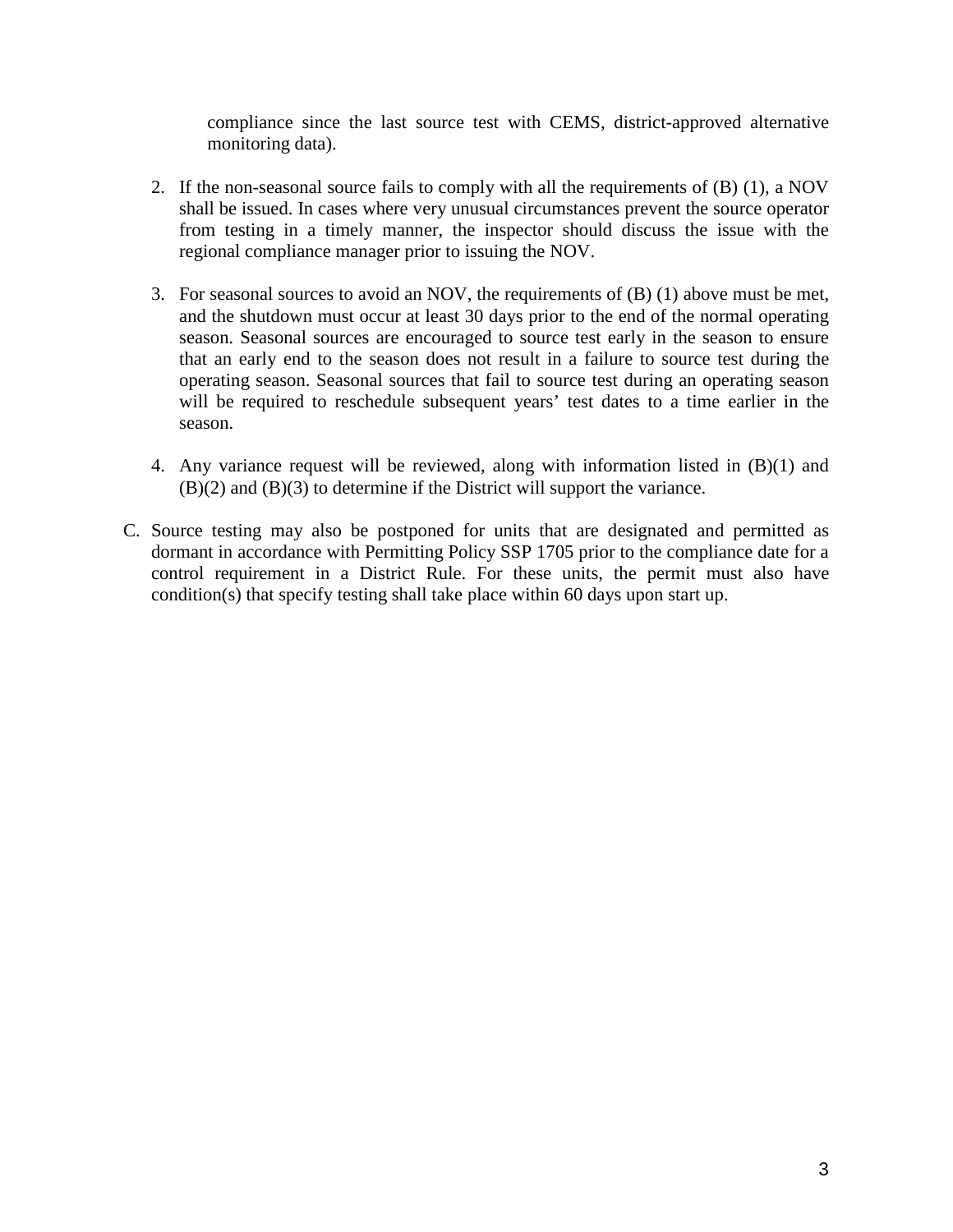compliance since the last source test with CEMS, district-approved alternative monitoring data).

2. If the non-seasonal source fails to comply with all the requirements of (B) (1), a NOV shall be issued. In cases where very unusual circumstances prevent the source operator from testing in a timely manner, the inspector should discuss the issue with the regional compliance manager prior to issuing the NOV.

3. For seasonal sources to avoid an NOV, the requirements of (B) (1) above must be met, and the shutdown must occur at least 30 days prior to the end of the normal operating season. Seasonal sources are encouraged to source test early in the season to ensure that an early end to the season does not result in a failure to source test during the operating season. Seasonal sources that fail to source test during an operating season will be required to reschedule subsequent years' test dates to a time earlier in the season.

4. Any variance request will be reviewed, along with information listed in (B)(1) and (B)(2) and (B)(3) to determine if the District will support the variance.

C. Source testing may also be postponed for units that are designated and permitted as dormant in accordance with Permitting Policy SSP 1705 prior to the compliance date for a control requirement in a District Rule. For these units, the permit must also have condition(s) that specify testing shall take place within 60 days upon start up.